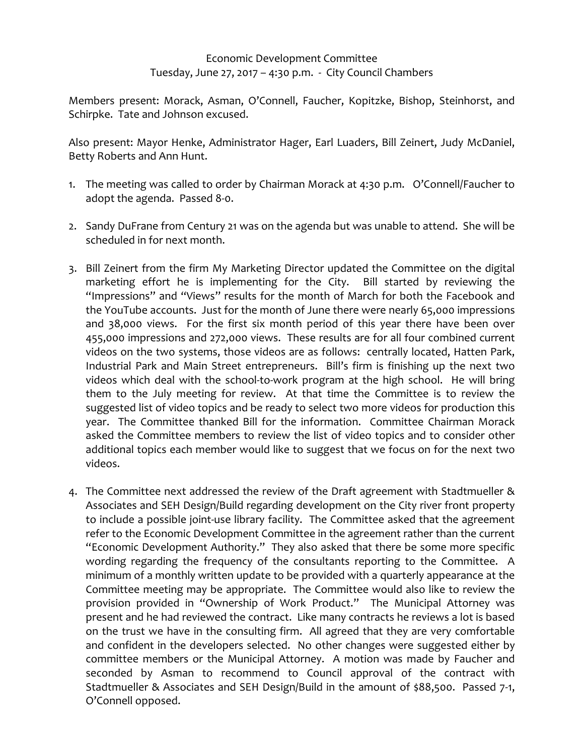Economic Development Committee
Tuesday, June 27, 2017 – 4:30 p.m. - City Council Chambers

Members present: Morack, Asman, O'Connell, Faucher, Kopitzke, Bishop, Steinhorst, and Schirpke. Tate and Johnson excused.

Also present: Mayor Henke, Administrator Hager, Earl Luaders, Bill Zeinert, Judy McDaniel, Betty Roberts and Ann Hunt.

1. The meeting was called to order by Chairman Morack at 4:30 p.m. O'Connell/Faucher to adopt the agenda. Passed 8-0.

2. Sandy DuFrane from Century 21 was on the agenda but was unable to attend. She will be scheduled in for next month.

3. Bill Zeinert from the firm My Marketing Director updated the Committee on the digital marketing effort he is implementing for the City. Bill started by reviewing the "Impressions" and "Views" results for the month of March for both the Facebook and the YouTube accounts. Just for the month of June there were nearly 65,000 impressions and 38,000 views. For the first six month period of this year there have been over 455,000 impressions and 272,000 views. These results are for all four combined current videos on the two systems, those videos are as follows: centrally located, Hatten Park, Industrial Park and Main Street entrepreneurs. Bill's firm is finishing up the next two videos which deal with the school-to-work program at the high school. He will bring them to the July meeting for review. At that time the Committee is to review the suggested list of video topics and be ready to select two more videos for production this year. The Committee thanked Bill for the information. Committee Chairman Morack asked the Committee members to review the list of video topics and to consider other additional topics each member would like to suggest that we focus on for the next two videos.

4. The Committee next addressed the review of the Draft agreement with Stadtmueller & Associates and SEH Design/Build regarding development on the City river front property to include a possible joint-use library facility. The Committee asked that the agreement refer to the Economic Development Committee in the agreement rather than the current "Economic Development Authority." They also asked that there be some more specific wording regarding the frequency of the consultants reporting to the Committee. A minimum of a monthly written update to be provided with a quarterly appearance at the Committee meeting may be appropriate. The Committee would also like to review the provision provided in "Ownership of Work Product." The Municipal Attorney was present and he had reviewed the contract. Like many contracts he reviews a lot is based on the trust we have in the consulting firm. All agreed that they are very comfortable and confident in the developers selected. No other changes were suggested either by committee members or the Municipal Attorney. A motion was made by Faucher and seconded by Asman to recommend to Council approval of the contract with Stadtmueller & Associates and SEH Design/Build in the amount of $88,500. Passed 7-1, O'Connell opposed.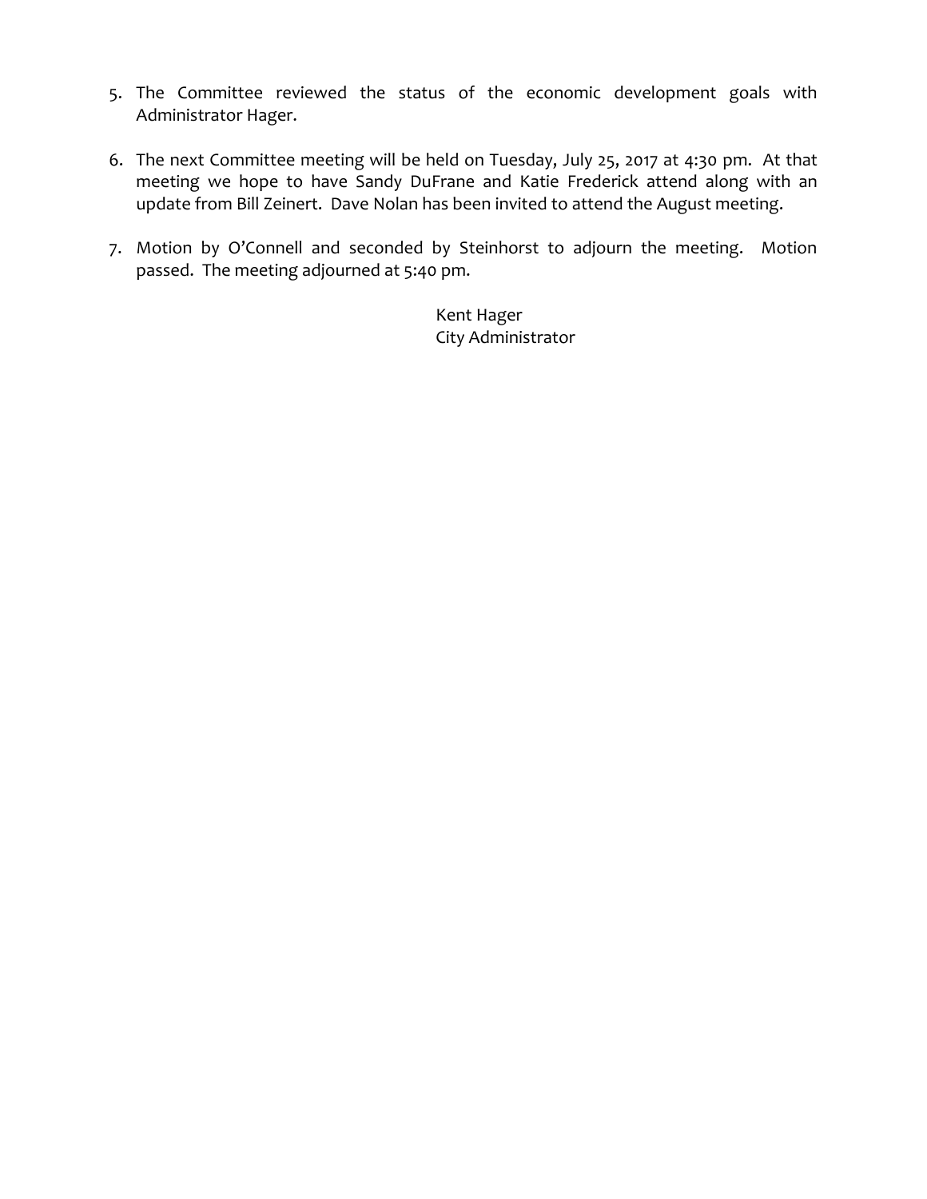5. The Committee reviewed the status of the economic development goals with Administrator Hager.

6. The next Committee meeting will be held on Tuesday, July 25, 2017 at 4:30 pm. At that meeting we hope to have Sandy DuFrane and Katie Frederick attend along with an update from Bill Zeinert. Dave Nolan has been invited to attend the August meeting.

7. Motion by O'Connell and seconded by Steinhorst to adjourn the meeting. Motion passed. The meeting adjourned at 5:40 pm.

Kent Hager
City Administrator